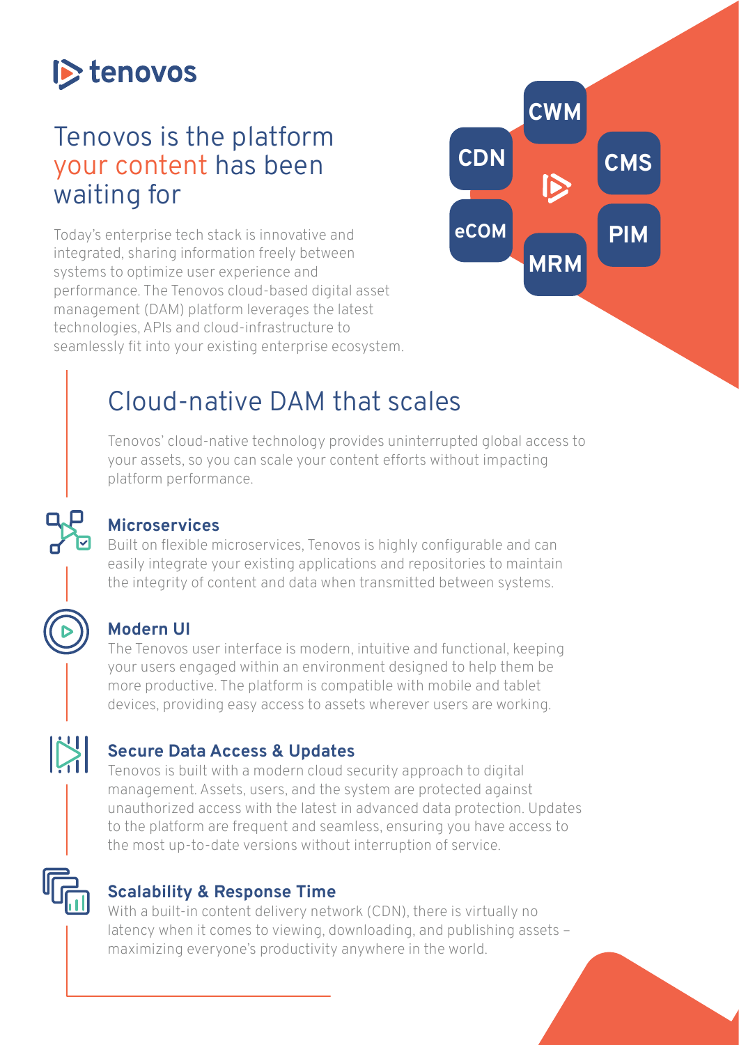# tenovos

## Tenovos is the platform your content has been waiting for

Today's enterprise tech stack is innovative and integrated, sharing information freely between systems to optimize user experience and performance. The Tenovos cloud-based digital asset management (DAM) platform leverages the latest technologies, APIs and cloud-infrastructure to seamlessly fit into your existing enterprise ecosystem.

CWM | CDN | CMS | eCOM | PIM | MRM

## Cloud-native DAM that scales

Tenovos' cloud-native technology provides uninterrupted global access to your assets, so you can scale your content efforts without impacting platform performance.

### Microservices

Built on flexible microservices, Tenovos is highly configurable and can easily integrate your existing applications and repositories to maintain the integrity of content and data when transmitted between systems.

### Modern UI

The Tenovos user interface is modern, intuitive and functional, keeping your users engaged within an environment designed to help them be more productive. The platform is compatible with mobile and tablet devices, providing easy access to assets wherever users are working.

### Secure Data Access & Updates

Tenovos is built with a modern cloud security approach to digital management. Assets, users, and the system are protected against unauthorized access with the latest in advanced data protection. Updates to the platform are frequent and seamless, ensuring you have access to the most up-to-date versions without interruption of service.

### Scalability & Response Time

With a built-in content delivery network (CDN), there is virtually no latency when it comes to viewing, downloading, and publishing assets – maximizing everyone's productivity anywhere in the world.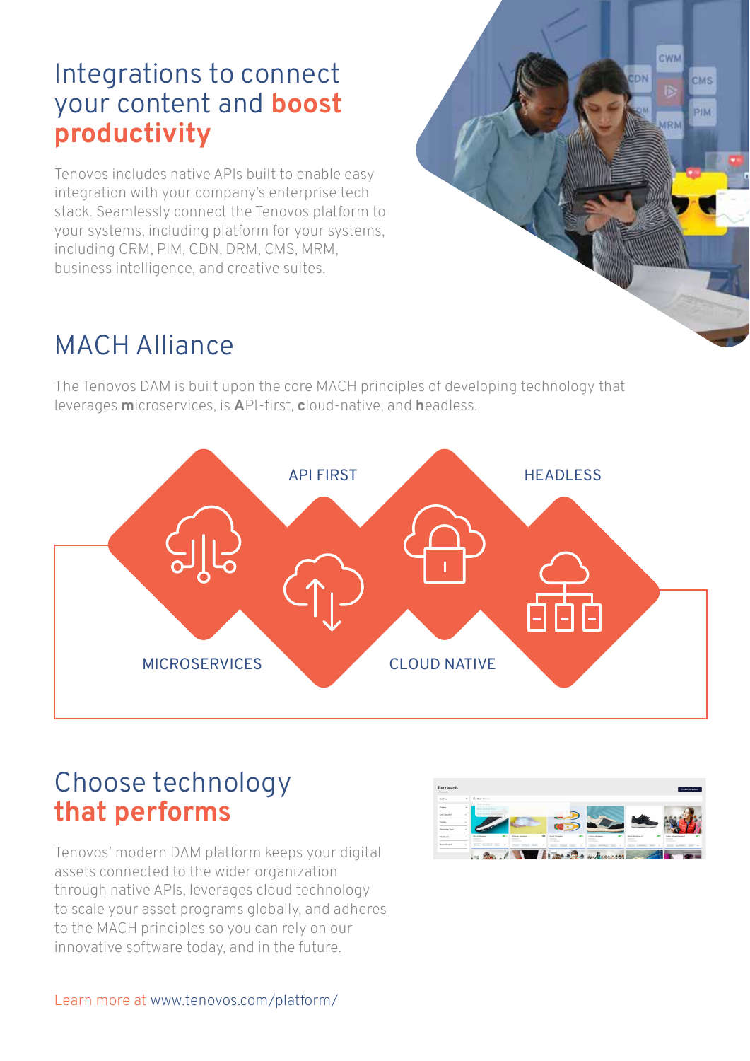# Integrations to connect your content and **boost productivity**

Tenovos includes native APIs built to enable easy integration with your company's enterprise tech stack. Seamlessly connect the Tenovos platform to your systems, including platform for your systems, including CRM, PIM, CDN, DRM, CMS, MRM, business intelligence, and creative suites.

# MACH Alliance

The Tenovos DAM is built upon the core MACH principles of developing technology that leverages **m**icroservices, is **A**PI-first, **c**loud-native, and **h**eadless.

API FIRST

HEADLESS

MICROSERVICES

CLOUD NATIVE

# Choose technology **that performs**

Tenovos' modern DAM platform keeps your digital assets connected to the wider organization through native APIs, leverages cloud technology to scale your asset programs globally, and adheres to the MACH principles so you can rely on our innovative software today, and in the future.

Learn more at www.tenovos.com/platform/